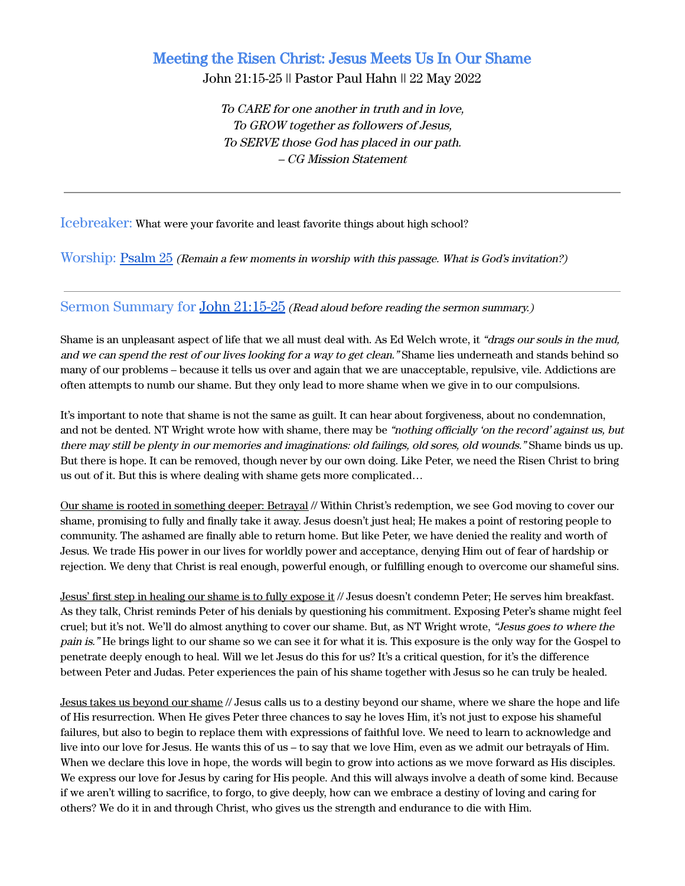# Meeting the Risen Christ: Jesus Meets Us In Our Shame

John 21:15-25 || Pastor Paul Hahn || 22 May 2022

*To CARE for one another in truth and in love,*
*To GROW together as followers of Jesus,*
*To SERVE those God has placed in our path.*
*– CG Mission Statement*

---

## Icebreaker: What were your favorite and least favorite things about high school?

## Worship: Psalm 25 *(Remain a few moments in worship with this passage. What is God's invitation?)*

---

## Sermon Summary for John 21:15-25 *(Read aloud before reading the sermon summary.)*

Shame is an unpleasant aspect of life that we all must deal with. As Ed Welch wrote, it *"drags our souls in the mud, and we can spend the rest of our lives looking for a way to get clean."* Shame lies underneath and stands behind so many of our problems – because it tells us over and again that we are unacceptable, repulsive, vile. Addictions are often attempts to numb our shame. But they only lead to more shame when we give in to our compulsions.

It's important to note that shame is not the same as guilt. It can hear about forgiveness, about no condemnation, and not be dented. NT Wright wrote how with shame, there may be *"nothing officially 'on the record' against us, but there may still be plenty in our memories and imaginations: old failings, old sores, old wounds."* Shame binds us up. But there is hope. It can be removed, though never by our own doing. Like Peter, we need the Risen Christ to bring us out of it. But this is where dealing with shame gets more complicated…

<u>Our shame is rooted in something deeper: Betrayal</u> // Within Christ's redemption, we see God moving to cover our shame, promising to fully and finally take it away. Jesus doesn't just heal; He makes a point of restoring people to community. The ashamed are finally able to return home. But like Peter, we have denied the reality and worth of Jesus. We trade His power in our lives for worldly power and acceptance, denying Him out of fear of hardship or rejection. We deny that Christ is real enough, powerful enough, or fulfilling enough to overcome our shameful sins.

<u>Jesus' first step in healing our shame is to fully expose it</u> // Jesus doesn't condemn Peter; He serves him breakfast. As they talk, Christ reminds Peter of his denials by questioning his commitment. Exposing Peter's shame might feel cruel; but it's not. We'll do almost anything to cover our shame. But, as NT Wright wrote, *"Jesus goes to where the pain is."* He brings light to our shame so we can see it for what it is. This exposure is the only way for the Gospel to penetrate deeply enough to heal. Will we let Jesus do this for us? It's a critical question, for it's the difference between Peter and Judas. Peter experiences the pain of his shame together with Jesus so he can truly be healed.

<u>Jesus takes us beyond our shame</u> // Jesus calls us to a destiny beyond our shame, where we share the hope and life of His resurrection. When He gives Peter three chances to say he loves Him, it's not just to expose his shameful failures, but also to begin to replace them with expressions of faithful love. We need to learn to acknowledge and live into our love for Jesus. He wants this of us – to say that we love Him, even as we admit our betrayals of Him. When we declare this love in hope, the words will begin to grow into actions as we move forward as His disciples. We express our love for Jesus by caring for His people. And this will always involve a death of some kind. Because if we aren't willing to sacrifice, to forgo, to give deeply, how can we embrace a destiny of loving and caring for others? We do it in and through Christ, who gives us the strength and endurance to die with Him.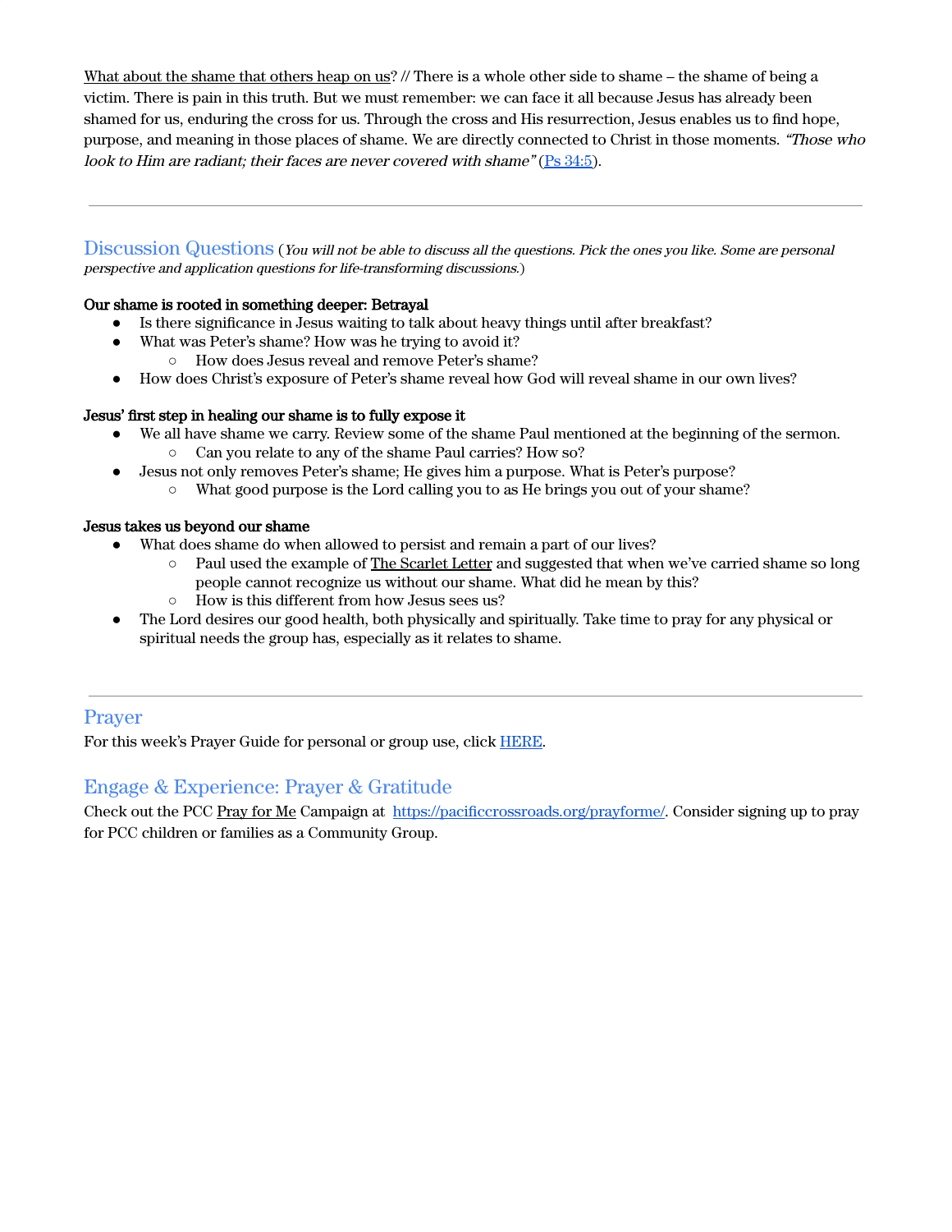What about the shame that others heap on us? // There is a whole other side to shame – the shame of being a victim. There is pain in this truth. But we must remember: we can face it all because Jesus has already been shamed for us, enduring the cross for us. Through the cross and His resurrection, Jesus enables us to find hope, purpose, and meaning in those places of shame. We are directly connected to Christ in those moments. *"Those who look to Him are radiant; their faces are never covered with shame"* (Ps 34:5).

---

## Discussion Questions

(*You will not be able to discuss all the questions. Pick the ones you like. Some are personal perspective and application questions for life-transforming discussions.*)

**Our shame is rooted in something deeper: Betrayal**

- Is there significance in Jesus waiting to talk about heavy things until after breakfast?
- What was Peter's shame? How was he trying to avoid it?
  - How does Jesus reveal and remove Peter's shame?
- How does Christ's exposure of Peter's shame reveal how God will reveal shame in our own lives?

**Jesus' first step in healing our shame is to fully expose it**

- We all have shame we carry. Review some of the shame Paul mentioned at the beginning of the sermon.
  - Can you relate to any of the shame Paul carries? How so?
- Jesus not only removes Peter's shame; He gives him a purpose. What is Peter's purpose?
  - What good purpose is the Lord calling you to as He brings you out of your shame?

**Jesus takes us beyond our shame**

- What does shame do when allowed to persist and remain a part of our lives?
  - Paul used the example of The Scarlet Letter and suggested that when we've carried shame so long people cannot recognize us without our shame. What did he mean by this?
  - How is this different from how Jesus sees us?
- The Lord desires our good health, both physically and spiritually. Take time to pray for any physical or spiritual needs the group has, especially as it relates to shame.

---

## Prayer

For this week's Prayer Guide for personal or group use, click HERE.

## Engage & Experience: Prayer & Gratitude

Check out the PCC Pray for Me Campaign at https://pacificcrossroads.org/prayforme/. Consider signing up to pray for PCC children or families as a Community Group.